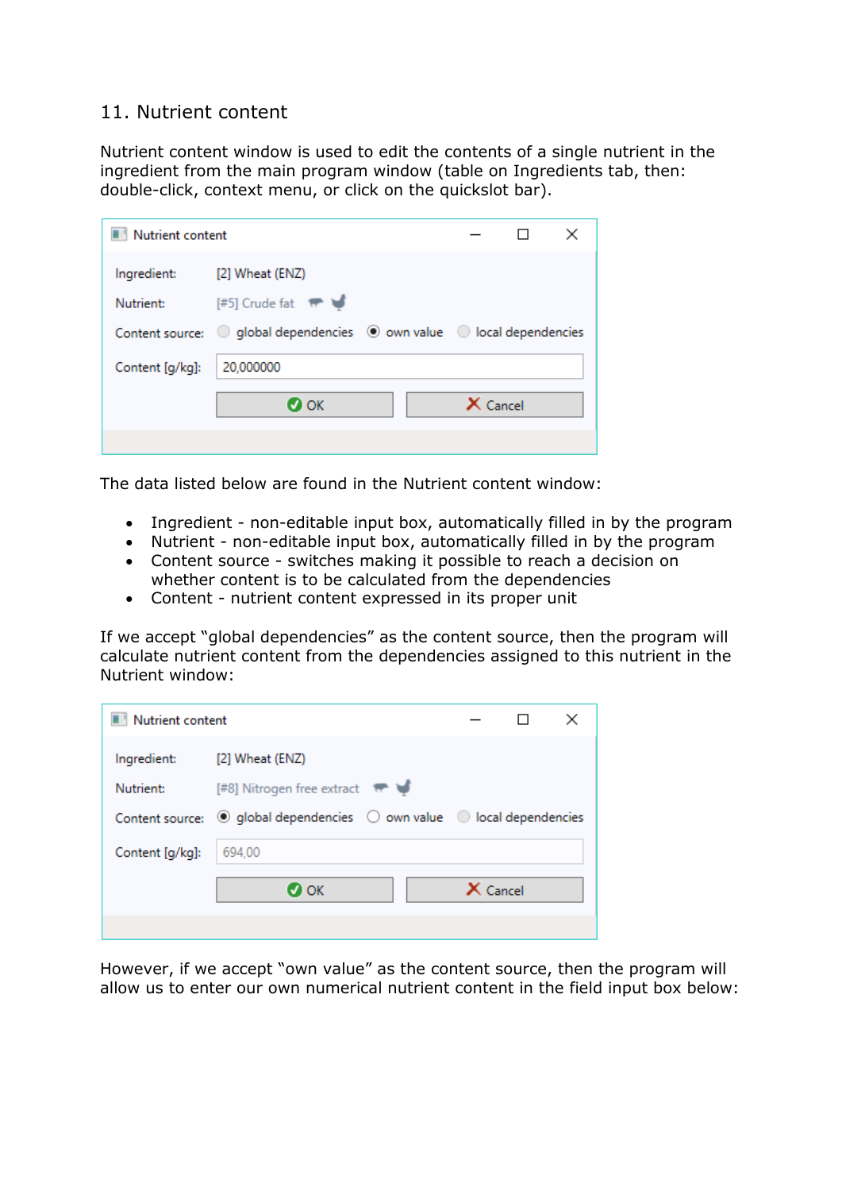## 11. Nutrient content

Nutrient content window is used to edit the contents of a single nutrient in the ingredient from the main program window (table on Ingredients tab, then: double-click, context menu, or click on the quickslot bar).

The data listed below are found in the Nutrient content window:

- Ingredient - non-editable input box, automatically filled in by the program
- Nutrient - non-editable input box, automatically filled in by the program
- Content source - switches making it possible to reach a decision on whether content is to be calculated from the dependencies
- Content - nutrient content expressed in its proper unit

If we accept "global dependencies" as the content source, then the program will calculate nutrient content from the dependencies assigned to this nutrient in the Nutrient window:

However, if we accept "own value" as the content source, then the program will allow us to enter our own numerical nutrient content in the field input box below: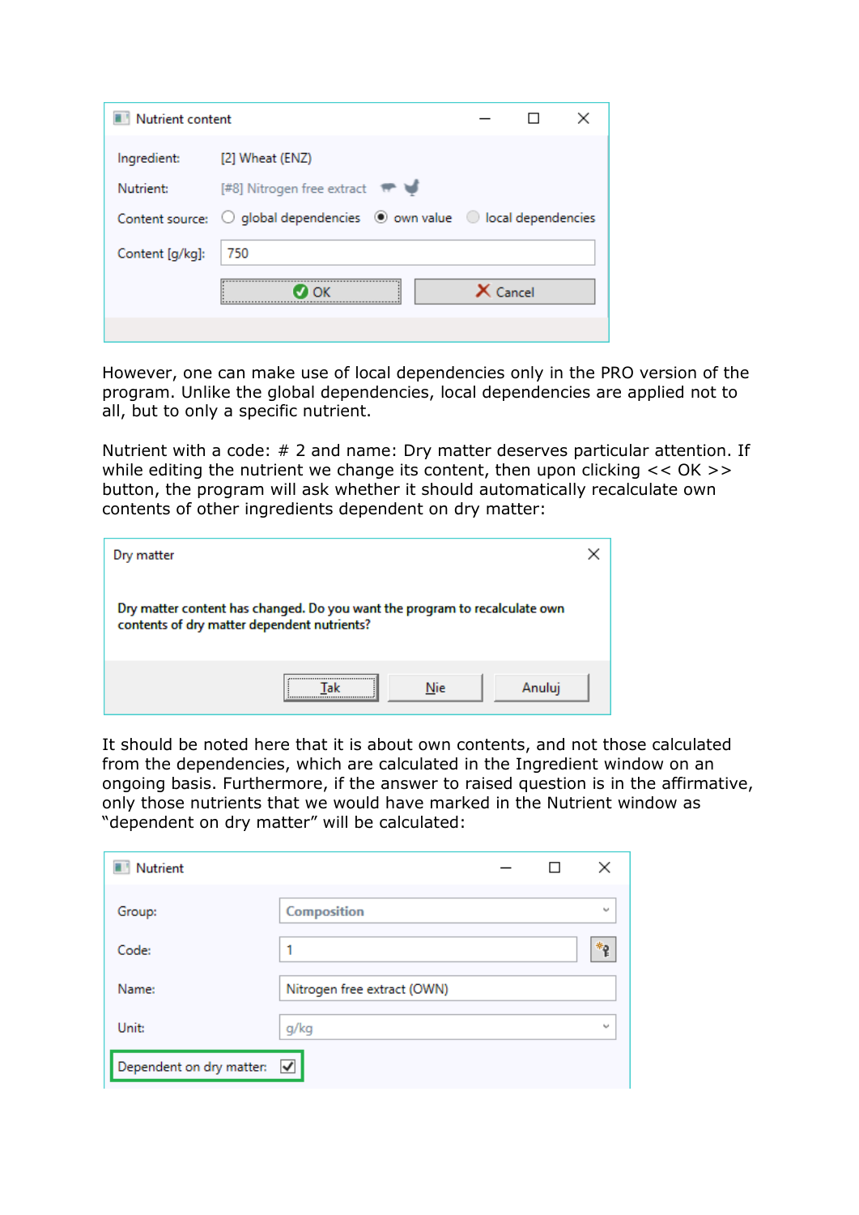Nutrient content

Ingredient: [2] Wheat (ENZ)

Nutrient: [#8] Nitrogen free extract

Content source: global dependencies / own value / local dependencies

Content [g/kg]: 750

OK | Cancel

However, one can make use of local dependencies only in the PRO version of the program. Unlike the global dependencies, local dependencies are applied not to all, but to only a specific nutrient.

Nutrient with a code: # 2 and name: Dry matter deserves particular attention. If while editing the nutrient we change its content, then upon clicking << OK >> button, the program will ask whether it should automatically recalculate own contents of other ingredients dependent on dry matter:

Dry matter

Dry matter content has changed. Do you want the program to recalculate own contents of dry matter dependent nutrients?

Tak | Nie | Anuluj

It should be noted here that it is about own contents, and not those calculated from the dependencies, which are calculated in the Ingredient window on an ongoing basis. Furthermore, if the answer to raised question is in the affirmative, only those nutrients that we would have marked in the Nutrient window as "dependent on dry matter" will be calculated:

Nutrient

Group: Composition

Code: 1

Name: Nitrogen free extract (OWN)

Unit: g/kg

Dependent on dry matter: ☑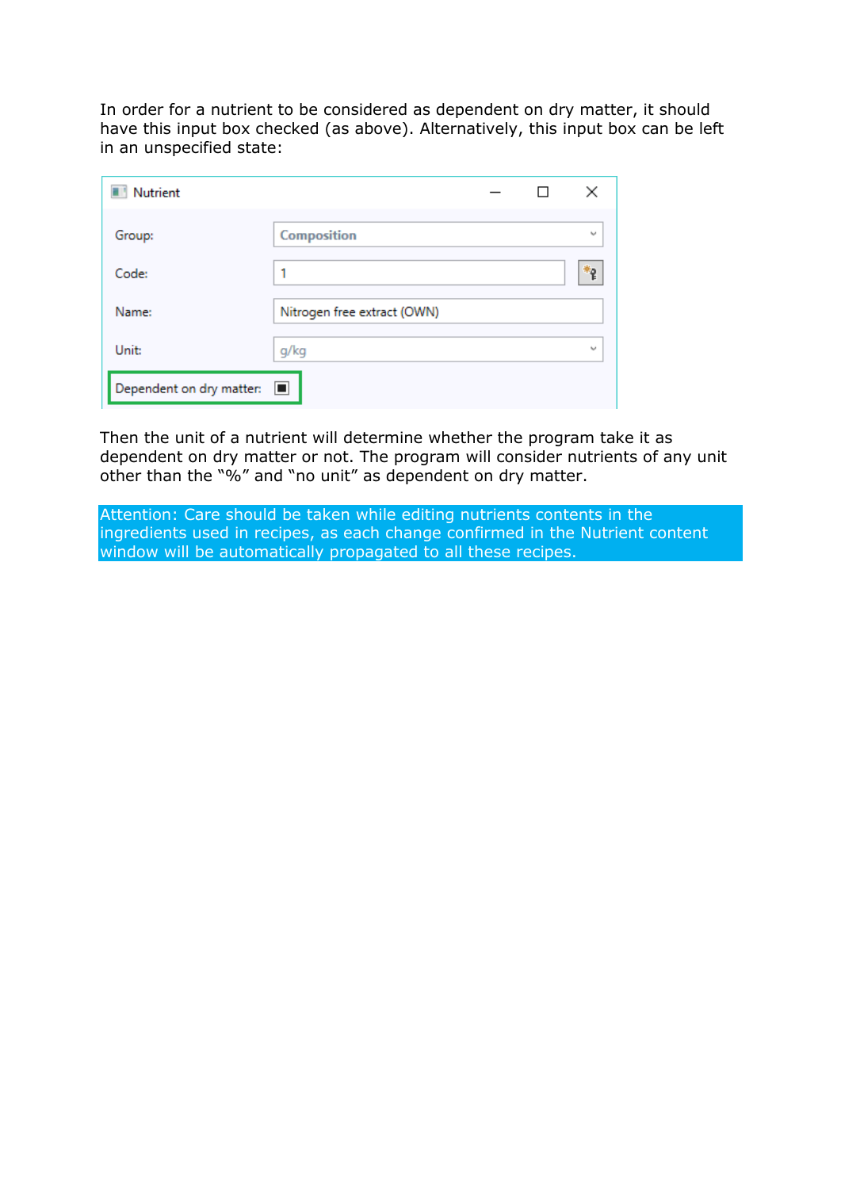In order for a nutrient to be considered as dependent on dry matter, it should have this input box checked (as above). Alternatively, this input box can be left in an unspecified state:

Then the unit of a nutrient will determine whether the program take it as dependent on dry matter or not. The program will consider nutrients of any unit other than the "%" and "no unit" as dependent on dry matter.

Attention: Care should be taken while editing nutrients contents in the ingredients used in recipes, as each change confirmed in the Nutrient content window will be automatically propagated to all these recipes.